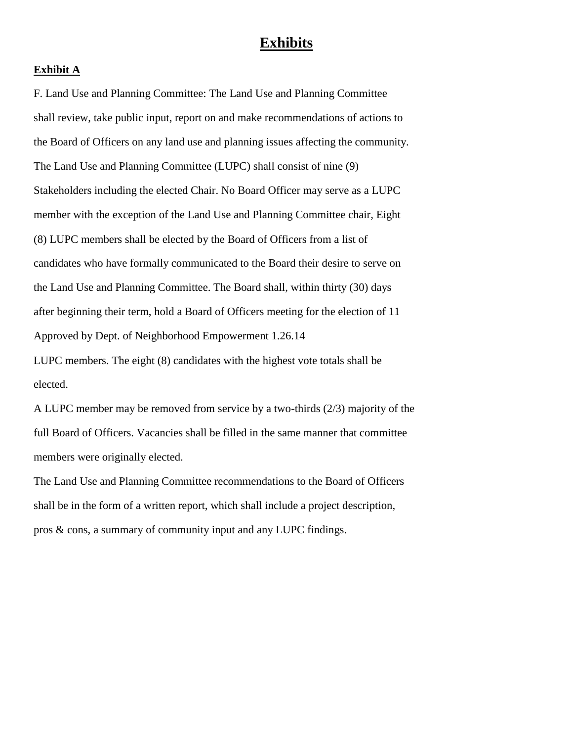# Exhibits

**Exhibit A**

F. Land Use and Planning Committee: The Land Use and Planning Committee shall review, take public input, report on and make recommendations of actions to the Board of Officers on any land use and planning issues affecting the community. The Land Use and Planning Committee (LUPC) shall consist of nine (9) Stakeholders including the elected Chair. No Board Officer may serve as a LUPC member with the exception of the Land Use and Planning Committee chair, Eight (8) LUPC members shall be elected by the Board of Officers from a list of candidates who have formally communicated to the Board their desire to serve on the Land Use and Planning Committee. The Board shall, within thirty (30) days after beginning their term, hold a Board of Officers meeting for the election of 11

Approved by Dept. of Neighborhood Empowerment 1.26.14

LUPC members. The eight (8) candidates with the highest vote totals shall be elected.

A LUPC member may be removed from service by a two-thirds (2/3) majority of the full Board of Officers. Vacancies shall be filled in the same manner that committee members were originally elected.

The Land Use and Planning Committee recommendations to the Board of Officers shall be in the form of a written report, which shall include a project description, pros & cons, a summary of community input and any LUPC findings.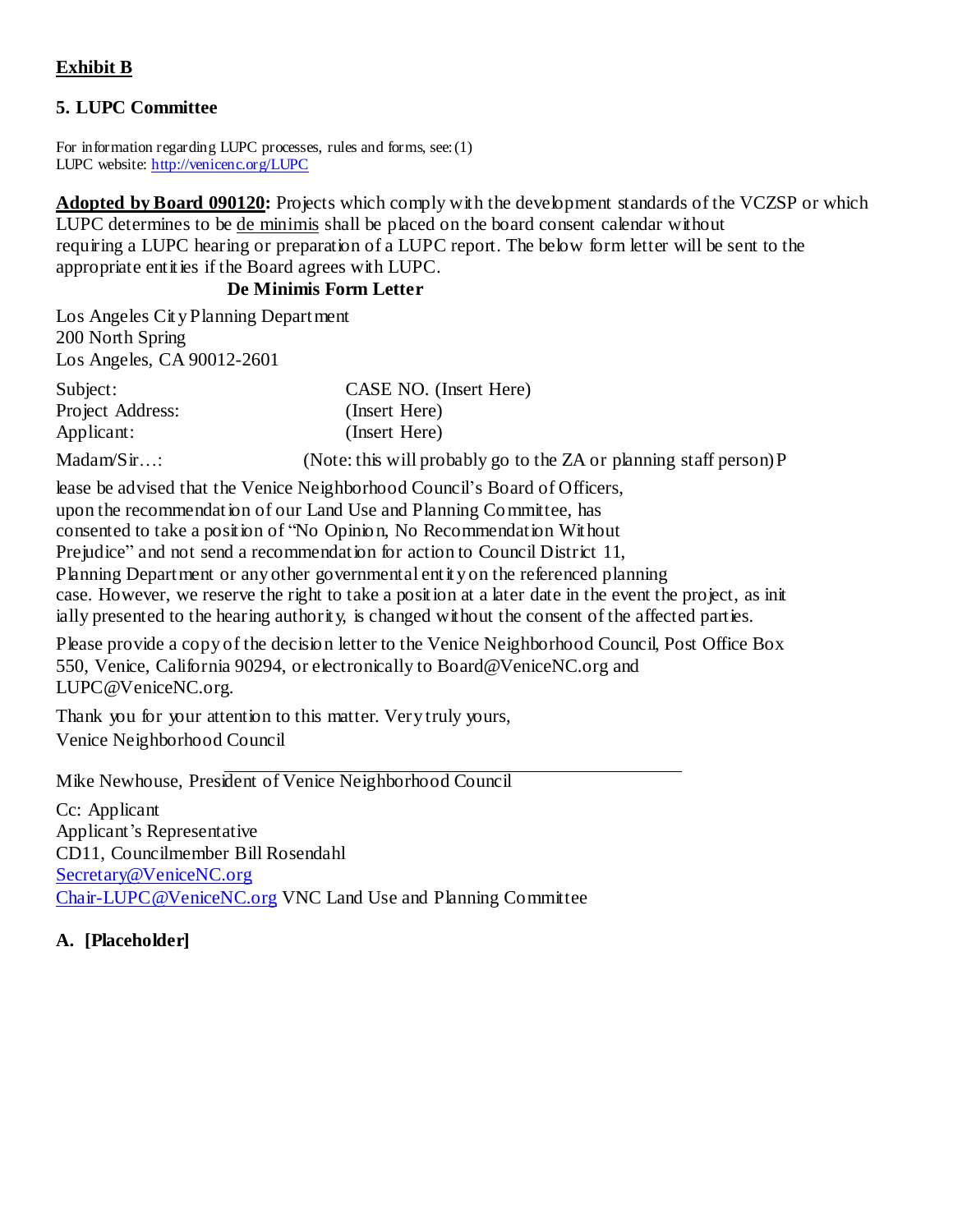**Exhibit B**

### 5. LUPC Committee

For information regarding LUPC processes, rules and forms, see: (1)
LUPC website: http://venicenc.org/LUPC

**Adopted by Board 090120:** Projects which comply with the development standards of the VCZSP or which LUPC determines to be de minimis shall be placed on the board consent calendar without requiring a LUPC hearing or preparation of a LUPC report. The below form letter will be sent to the appropriate entities if the Board agrees with LUPC.

**De Minimis Form Letter**

Los Angeles City Planning Department
200 North Spring
Los Angeles, CA 90012-2601

| | |
|---|---|
| Subject: | CASE NO. (Insert Here) |
| Project Address: | (Insert Here) |
| Applicant: | (Insert Here) |

Madam/Sir…: (Note: this will probably go to the ZA or planning staff person) Please be advised that the Venice Neighborhood Council's Board of Officers, upon the recommendation of our Land Use and Planning Committee, has consented to take a position of "No Opinion, No Recommendation Without Prejudice" and not send a recommendation for action to Council District 11, Planning Department or any other governmental entity on the referenced planning case. However, we reserve the right to take a position at a later date in the event the project, as initially presented to the hearing authority, is changed without the consent of the affected parties.

Please provide a copy of the decision letter to the Venice Neighborhood Council, Post Office Box 550, Venice, California 90294, or electronically to Board@VeniceNC.org and LUPC@VeniceNC.org.

Thank you for your attention to this matter. Very truly yours,
Venice Neighborhood Council

\_\_\_\_\_\_\_\_\_\_\_\_\_\_\_\_\_\_\_\_\_\_\_\_\_\_\_\_\_\_\_\_\_\_\_\_\_\_\_\_
Mike Newhouse, President of Venice Neighborhood Council

Cc: Applicant
Applicant's Representative
CD11, Councilmember Bill Rosendahl
Secretary@VeniceNC.org
Chair-LUPC@VeniceNC.org VNC Land Use and Planning Committee

**A. [Placeholder]**